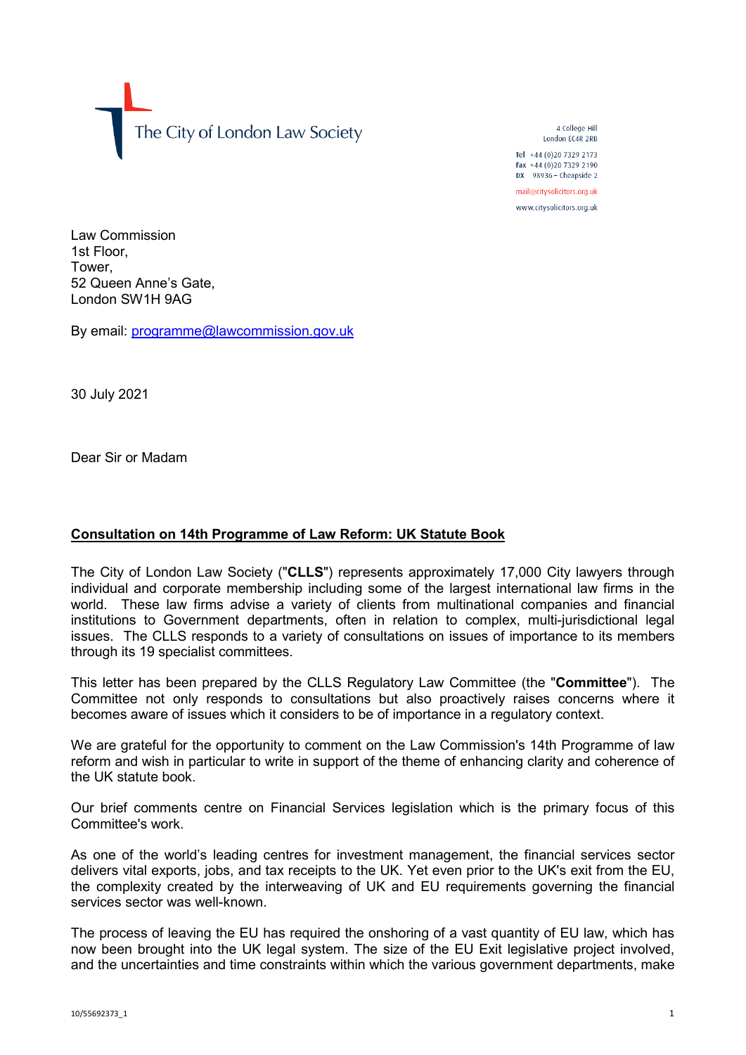The City of London Law Society

4 College Hill
London EC4R 2RB

Tel +44 (0)20 7329 2173
Fax +44 (0)20 7329 2190
DX 98936 – Cheapside 2

mail@citysolicitors.org.uk

www.citysolicitors.org.uk

Law Commission
1st Floor,
Tower,
52 Queen Anne's Gate,
London SW1H 9AG

By email: programme@lawcommission.gov.uk

30 July 2021

Dear Sir or Madam

**Consultation on 14th Programme of Law Reform: UK Statute Book**

The City of London Law Society ("**CLLS**") represents approximately 17,000 City lawyers through individual and corporate membership including some of the largest international law firms in the world. These law firms advise a variety of clients from multinational companies and financial institutions to Government departments, often in relation to complex, multi-jurisdictional legal issues. The CLLS responds to a variety of consultations on issues of importance to its members through its 19 specialist committees.

This letter has been prepared by the CLLS Regulatory Law Committee (the "**Committee**"). The Committee not only responds to consultations but also proactively raises concerns where it becomes aware of issues which it considers to be of importance in a regulatory context.

We are grateful for the opportunity to comment on the Law Commission's 14th Programme of law reform and wish in particular to write in support of the theme of enhancing clarity and coherence of the UK statute book.

Our brief comments centre on Financial Services legislation which is the primary focus of this Committee's work.

As one of the world's leading centres for investment management, the financial services sector delivers vital exports, jobs, and tax receipts to the UK. Yet even prior to the UK's exit from the EU, the complexity created by the interweaving of UK and EU requirements governing the financial services sector was well-known.

The process of leaving the EU has required the onshoring of a vast quantity of EU law, which has now been brought into the UK legal system. The size of the EU Exit legislative project involved, and the uncertainties and time constraints within which the various government departments, make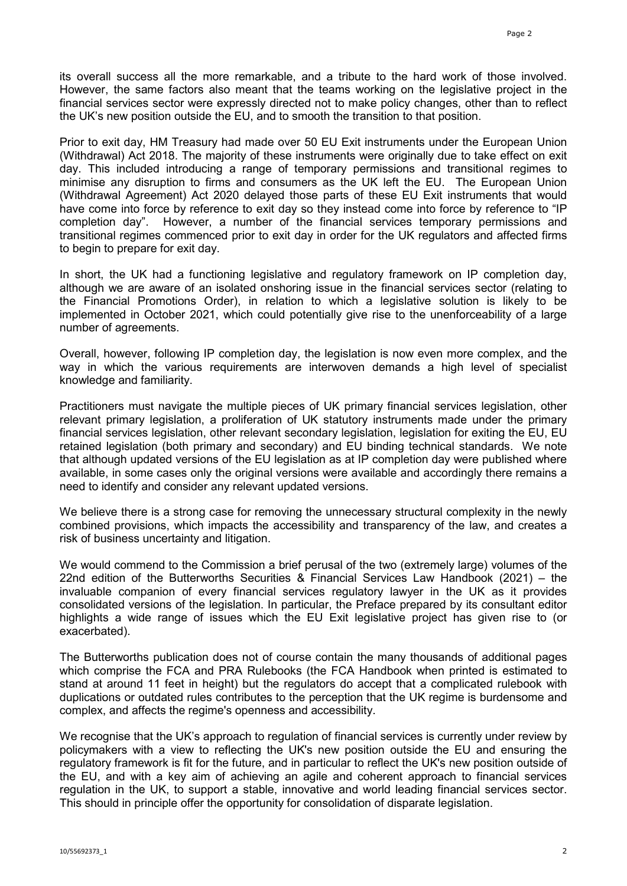its overall success all the more remarkable, and a tribute to the hard work of those involved. However, the same factors also meant that the teams working on the legislative project in the financial services sector were expressly directed not to make policy changes, other than to reflect the UK's new position outside the EU, and to smooth the transition to that position.

Prior to exit day, HM Treasury had made over 50 EU Exit instruments under the European Union (Withdrawal) Act 2018. The majority of these instruments were originally due to take effect on exit day. This included introducing a range of temporary permissions and transitional regimes to minimise any disruption to firms and consumers as the UK left the EU. The European Union (Withdrawal Agreement) Act 2020 delayed those parts of these EU Exit instruments that would have come into force by reference to exit day so they instead come into force by reference to "IP completion day". However, a number of the financial services temporary permissions and transitional regimes commenced prior to exit day in order for the UK regulators and affected firms to begin to prepare for exit day.

In short, the UK had a functioning legislative and regulatory framework on IP completion day, although we are aware of an isolated onshoring issue in the financial services sector (relating to the Financial Promotions Order), in relation to which a legislative solution is likely to be implemented in October 2021, which could potentially give rise to the unenforceability of a large number of agreements.

Overall, however, following IP completion day, the legislation is now even more complex, and the way in which the various requirements are interwoven demands a high level of specialist knowledge and familiarity.

Practitioners must navigate the multiple pieces of UK primary financial services legislation, other relevant primary legislation, a proliferation of UK statutory instruments made under the primary financial services legislation, other relevant secondary legislation, legislation for exiting the EU, EU retained legislation (both primary and secondary) and EU binding technical standards. We note that although updated versions of the EU legislation as at IP completion day were published where available, in some cases only the original versions were available and accordingly there remains a need to identify and consider any relevant updated versions.

We believe there is a strong case for removing the unnecessary structural complexity in the newly combined provisions, which impacts the accessibility and transparency of the law, and creates a risk of business uncertainty and litigation.

We would commend to the Commission a brief perusal of the two (extremely large) volumes of the 22nd edition of the Butterworths Securities & Financial Services Law Handbook (2021) – the invaluable companion of every financial services regulatory lawyer in the UK as it provides consolidated versions of the legislation. In particular, the Preface prepared by its consultant editor highlights a wide range of issues which the EU Exit legislative project has given rise to (or exacerbated).

The Butterworths publication does not of course contain the many thousands of additional pages which comprise the FCA and PRA Rulebooks (the FCA Handbook when printed is estimated to stand at around 11 feet in height) but the regulators do accept that a complicated rulebook with duplications or outdated rules contributes to the perception that the UK regime is burdensome and complex, and affects the regime's openness and accessibility.

We recognise that the UK's approach to regulation of financial services is currently under review by policymakers with a view to reflecting the UK's new position outside the EU and ensuring the regulatory framework is fit for the future, and in particular to reflect the UK's new position outside of the EU, and with a key aim of achieving an agile and coherent approach to financial services regulation in the UK, to support a stable, innovative and world leading financial services sector. This should in principle offer the opportunity for consolidation of disparate legislation.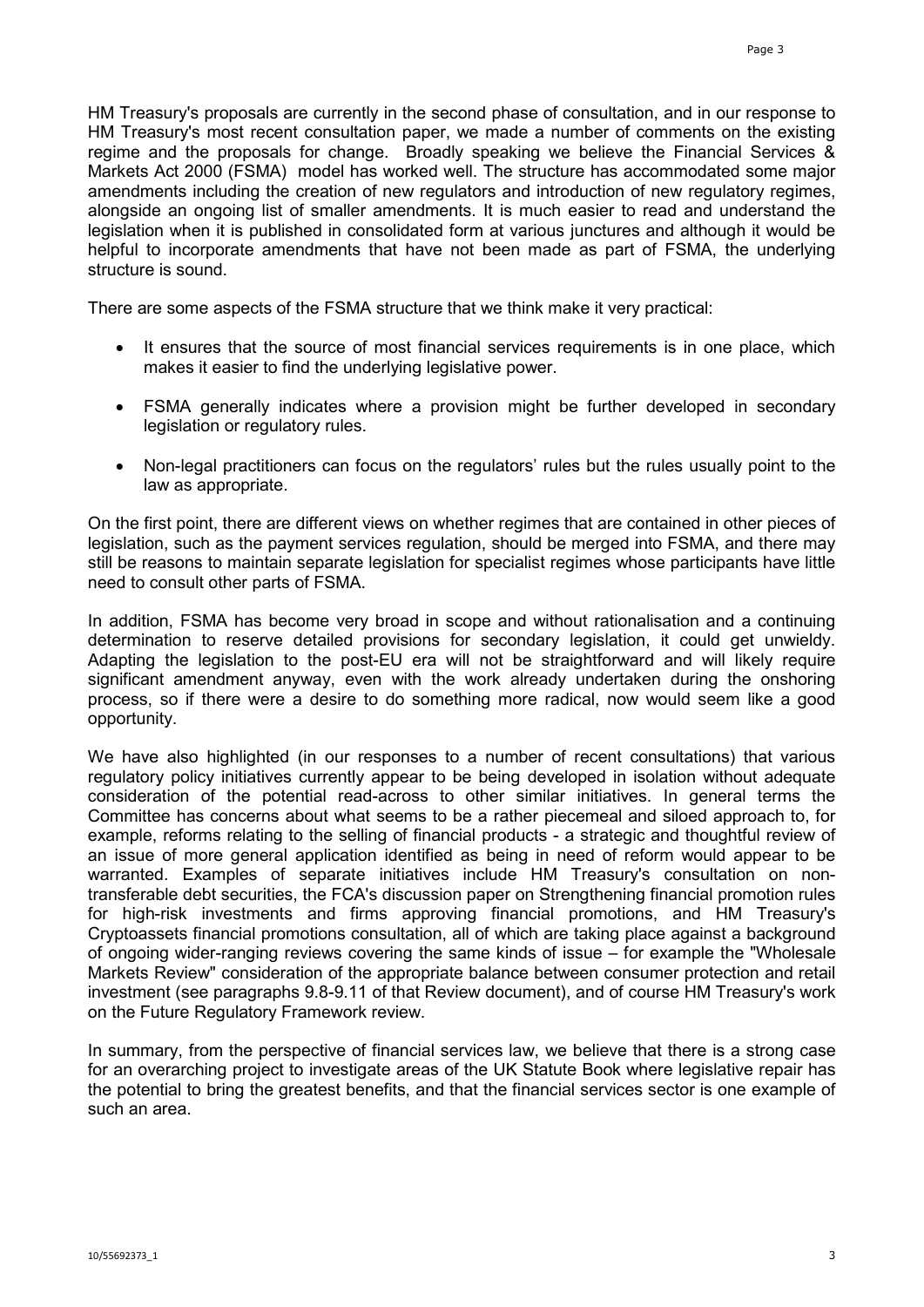HM Treasury's proposals are currently in the second phase of consultation, and in our response to HM Treasury's most recent consultation paper, we made a number of comments on the existing regime and the proposals for change. Broadly speaking we believe the Financial Services & Markets Act 2000 (FSMA) model has worked well. The structure has accommodated some major amendments including the creation of new regulators and introduction of new regulatory regimes, alongside an ongoing list of smaller amendments. It is much easier to read and understand the legislation when it is published in consolidated form at various junctures and although it would be helpful to incorporate amendments that have not been made as part of FSMA, the underlying structure is sound.

There are some aspects of the FSMA structure that we think make it very practical:

- It ensures that the source of most financial services requirements is in one place, which makes it easier to find the underlying legislative power.
- FSMA generally indicates where a provision might be further developed in secondary legislation or regulatory rules.
- Non-legal practitioners can focus on the regulators' rules but the rules usually point to the law as appropriate.

On the first point, there are different views on whether regimes that are contained in other pieces of legislation, such as the payment services regulation, should be merged into FSMA, and there may still be reasons to maintain separate legislation for specialist regimes whose participants have little need to consult other parts of FSMA.

In addition, FSMA has become very broad in scope and without rationalisation and a continuing determination to reserve detailed provisions for secondary legislation, it could get unwieldy. Adapting the legislation to the post-EU era will not be straightforward and will likely require significant amendment anyway, even with the work already undertaken during the onshoring process, so if there were a desire to do something more radical, now would seem like a good opportunity.

We have also highlighted (in our responses to a number of recent consultations) that various regulatory policy initiatives currently appear to be being developed in isolation without adequate consideration of the potential read-across to other similar initiatives. In general terms the Committee has concerns about what seems to be a rather piecemeal and siloed approach to, for example, reforms relating to the selling of financial products - a strategic and thoughtful review of an issue of more general application identified as being in need of reform would appear to be warranted. Examples of separate initiatives include HM Treasury's consultation on non-transferable debt securities, the FCA's discussion paper on Strengthening financial promotion rules for high-risk investments and firms approving financial promotions, and HM Treasury's Cryptoassets financial promotions consultation, all of which are taking place against a background of ongoing wider-ranging reviews covering the same kinds of issue – for example the "Wholesale Markets Review" consideration of the appropriate balance between consumer protection and retail investment (see paragraphs 9.8-9.11 of that Review document), and of course HM Treasury's work on the Future Regulatory Framework review.

In summary, from the perspective of financial services law, we believe that there is a strong case for an overarching project to investigate areas of the UK Statute Book where legislative repair has the potential to bring the greatest benefits, and that the financial services sector is one example of such an area.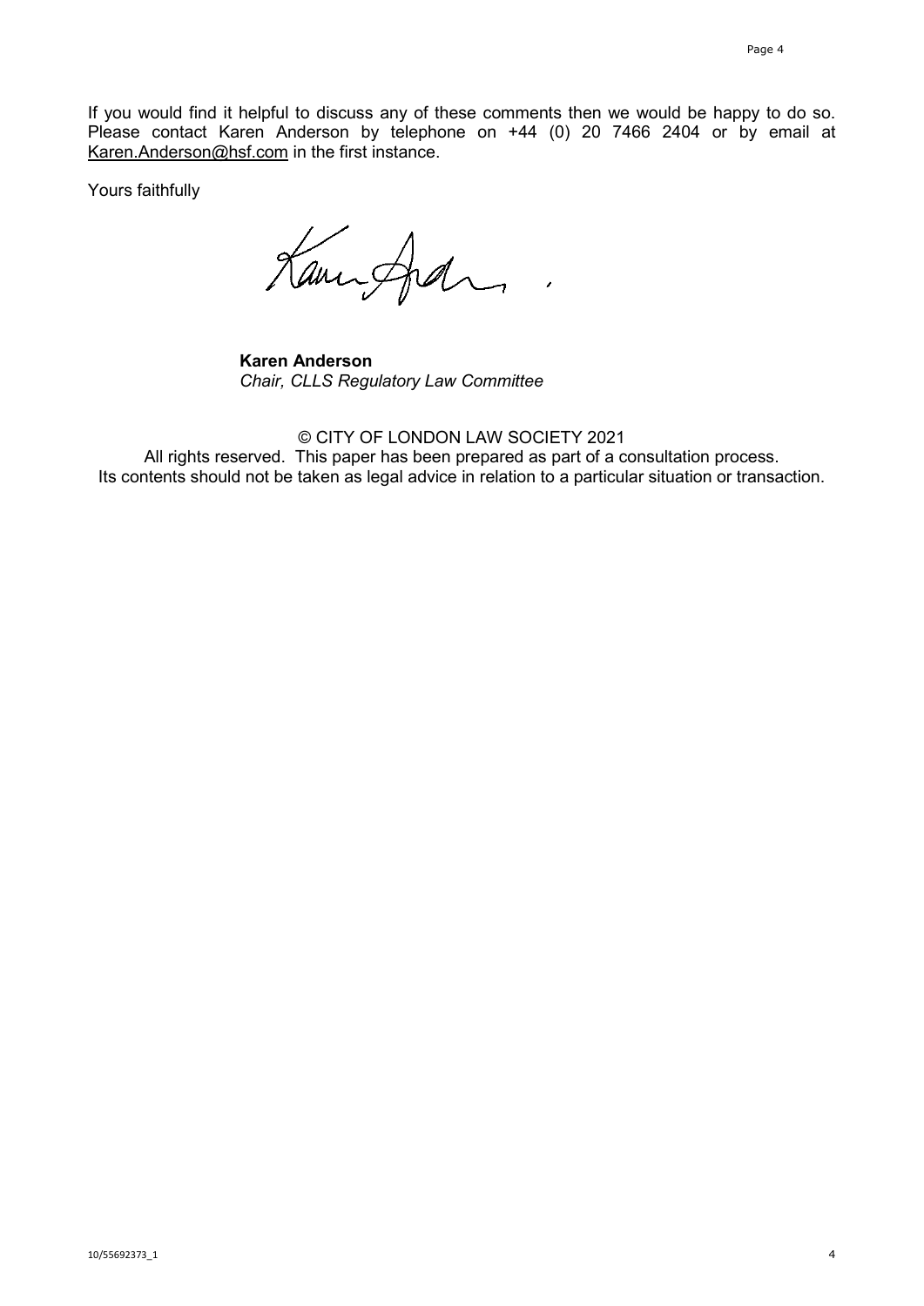If you would find it helpful to discuss any of these comments then we would be happy to do so. Please contact Karen Anderson by telephone on +44 (0) 20 7466 2404 or by email at Karen.Anderson@hsf.com in the first instance.

Yours faithfully

**Karen Anderson**
*Chair, CLLS Regulatory Law Committee*

© CITY OF LONDON LAW SOCIETY 2021
All rights reserved. This paper has been prepared as part of a consultation process.
Its contents should not be taken as legal advice in relation to a particular situation or transaction.

10/55692373_1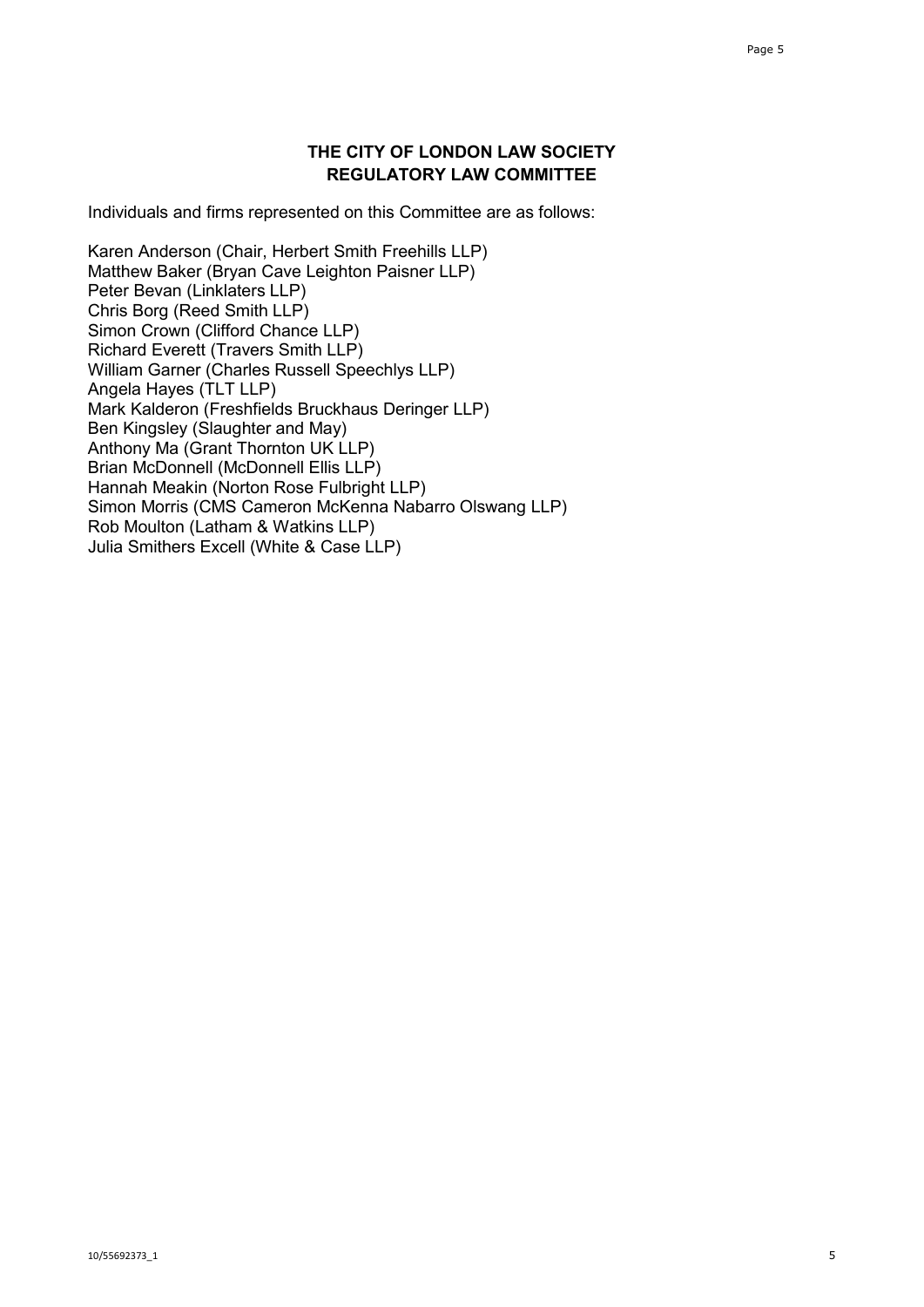## THE CITY OF LONDON LAW SOCIETY
## REGULATORY LAW COMMITTEE

Individuals and firms represented on this Committee are as follows:

Karen Anderson (Chair, Herbert Smith Freehills LLP)
Matthew Baker (Bryan Cave Leighton Paisner LLP)
Peter Bevan (Linklaters LLP)
Chris Borg (Reed Smith LLP)
Simon Crown (Clifford Chance LLP)
Richard Everett (Travers Smith LLP)
William Garner (Charles Russell Speechlys LLP)
Angela Hayes (TLT LLP)
Mark Kalderon (Freshfields Bruckhaus Deringer LLP)
Ben Kingsley (Slaughter and May)
Anthony Ma (Grant Thornton UK LLP)
Brian McDonnell (McDonnell Ellis LLP)
Hannah Meakin (Norton Rose Fulbright LLP)
Simon Morris (CMS Cameron McKenna Nabarro Olswang LLP)
Rob Moulton (Latham & Watkins LLP)
Julia Smithers Excell (White & Case LLP)